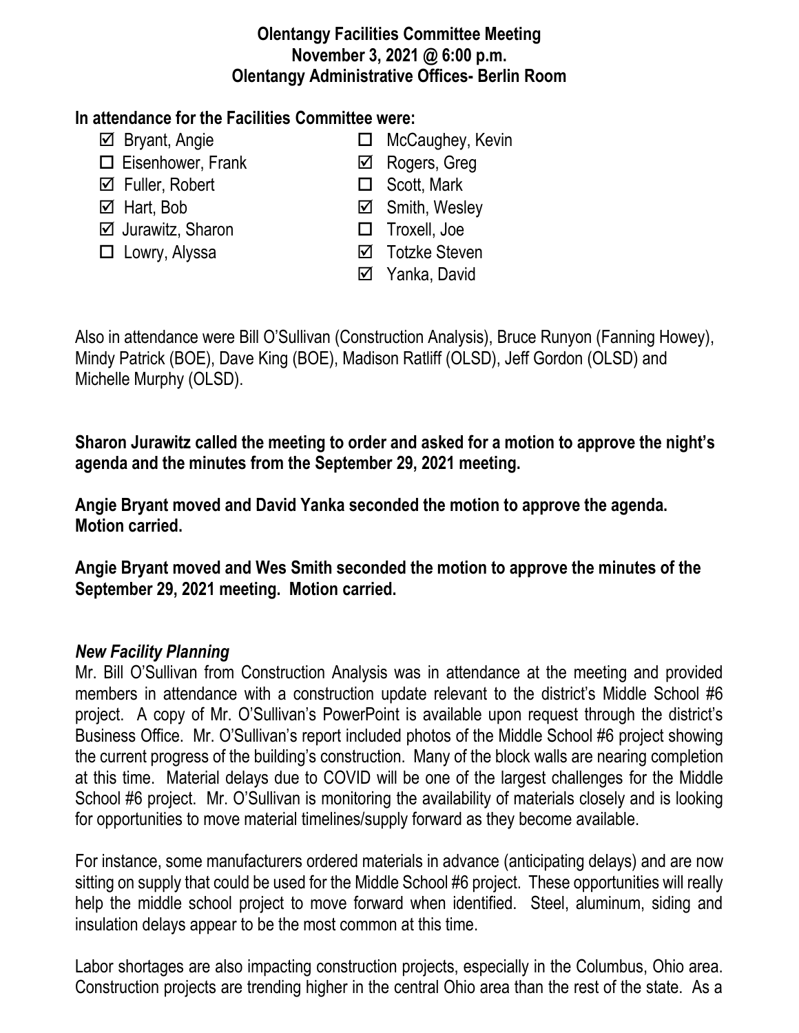**Olentangy Facilities Committee Meeting**
**November 3, 2021 @ 6:00 p.m.**
**Olentangy Administrative Offices- Berlin Room**

**In attendance for the Facilities Committee were:**

- ☑ Bryant, Angie
- ☐ Eisenhower, Frank
- ☑ Fuller, Robert
- ☑ Hart, Bob
- ☑ Jurawitz, Sharon
- ☐ Lowry, Alyssa
- ☐ McCaughey, Kevin
- ☑ Rogers, Greg
- ☐ Scott, Mark
- ☑ Smith, Wesley
- ☐ Troxell, Joe
- ☑ Totzke Steven
- ☑ Yanka, David

Also in attendance were Bill O'Sullivan (Construction Analysis), Bruce Runyon (Fanning Howey), Mindy Patrick (BOE), Dave King (BOE), Madison Ratliff (OLSD), Jeff Gordon (OLSD) and Michelle Murphy (OLSD).

**Sharon Jurawitz called the meeting to order and asked for a motion to approve the night's agenda and the minutes from the September 29, 2021 meeting.**

**Angie Bryant moved and David Yanka seconded the motion to approve the agenda. Motion carried.**

**Angie Bryant moved and Wes Smith seconded the motion to approve the minutes of the September 29, 2021 meeting. Motion carried.**

***New Facility Planning***

Mr. Bill O'Sullivan from Construction Analysis was in attendance at the meeting and provided members in attendance with a construction update relevant to the district's Middle School #6 project. A copy of Mr. O'Sullivan's PowerPoint is available upon request through the district's Business Office. Mr. O'Sullivan's report included photos of the Middle School #6 project showing the current progress of the building's construction. Many of the block walls are nearing completion at this time. Material delays due to COVID will be one of the largest challenges for the Middle School #6 project. Mr. O'Sullivan is monitoring the availability of materials closely and is looking for opportunities to move material timelines/supply forward as they become available.

For instance, some manufacturers ordered materials in advance (anticipating delays) and are now sitting on supply that could be used for the Middle School #6 project. These opportunities will really help the middle school project to move forward when identified. Steel, aluminum, siding and insulation delays appear to be the most common at this time.

Labor shortages are also impacting construction projects, especially in the Columbus, Ohio area. Construction projects are trending higher in the central Ohio area than the rest of the state. As a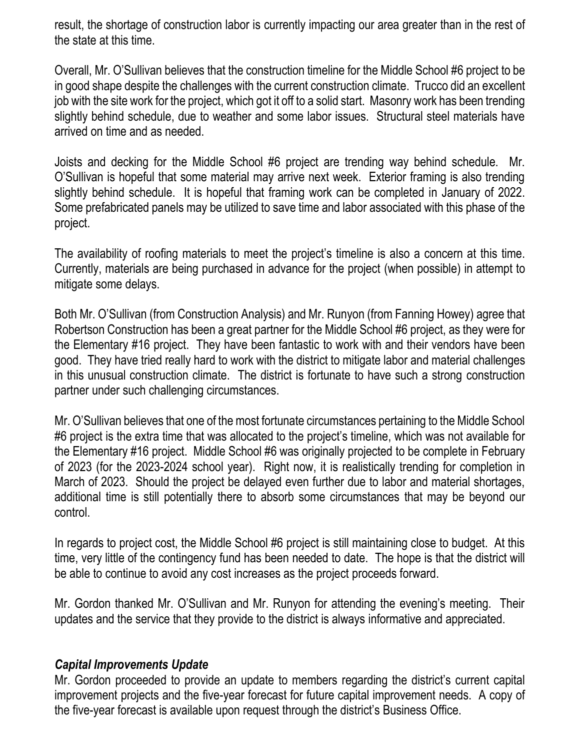result, the shortage of construction labor is currently impacting our area greater than in the rest of the state at this time.

Overall, Mr. O'Sullivan believes that the construction timeline for the Middle School #6 project to be in good shape despite the challenges with the current construction climate. Trucco did an excellent job with the site work for the project, which got it off to a solid start. Masonry work has been trending slightly behind schedule, due to weather and some labor issues. Structural steel materials have arrived on time and as needed.

Joists and decking for the Middle School #6 project are trending way behind schedule. Mr. O'Sullivan is hopeful that some material may arrive next week. Exterior framing is also trending slightly behind schedule. It is hopeful that framing work can be completed in January of 2022. Some prefabricated panels may be utilized to save time and labor associated with this phase of the project.

The availability of roofing materials to meet the project's timeline is also a concern at this time. Currently, materials are being purchased in advance for the project (when possible) in attempt to mitigate some delays.

Both Mr. O'Sullivan (from Construction Analysis) and Mr. Runyon (from Fanning Howey) agree that Robertson Construction has been a great partner for the Middle School #6 project, as they were for the Elementary #16 project. They have been fantastic to work with and their vendors have been good. They have tried really hard to work with the district to mitigate labor and material challenges in this unusual construction climate. The district is fortunate to have such a strong construction partner under such challenging circumstances.

Mr. O'Sullivan believes that one of the most fortunate circumstances pertaining to the Middle School #6 project is the extra time that was allocated to the project's timeline, which was not available for the Elementary #16 project. Middle School #6 was originally projected to be complete in February of 2023 (for the 2023-2024 school year). Right now, it is realistically trending for completion in March of 2023. Should the project be delayed even further due to labor and material shortages, additional time is still potentially there to absorb some circumstances that may be beyond our control.

In regards to project cost, the Middle School #6 project is still maintaining close to budget. At this time, very little of the contingency fund has been needed to date. The hope is that the district will be able to continue to avoid any cost increases as the project proceeds forward.

Mr. Gordon thanked Mr. O'Sullivan and Mr. Runyon for attending the evening's meeting. Their updates and the service that they provide to the district is always informative and appreciated.

### *Capital Improvements Update*

Mr. Gordon proceeded to provide an update to members regarding the district's current capital improvement projects and the five-year forecast for future capital improvement needs. A copy of the five-year forecast is available upon request through the district's Business Office.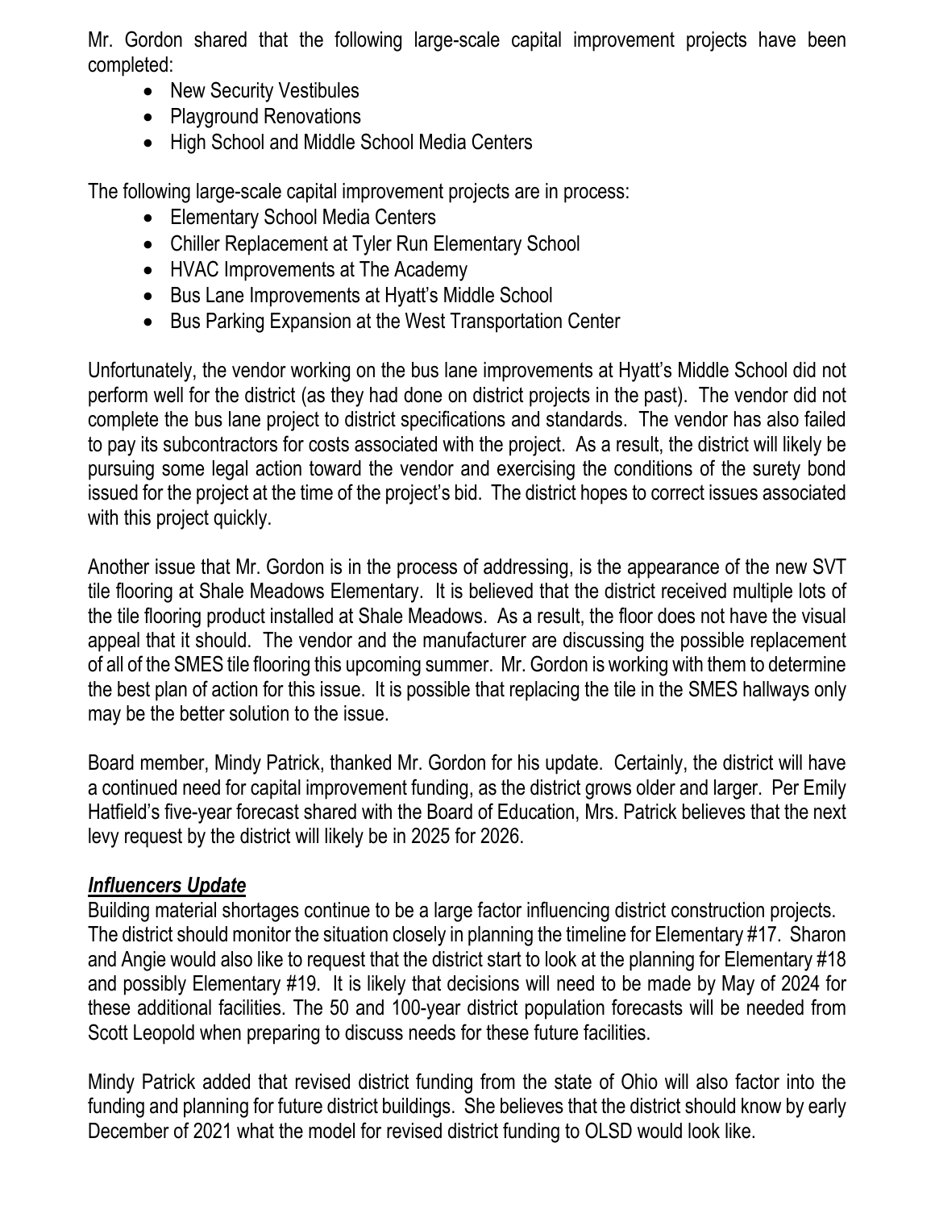Mr. Gordon shared that the following large-scale capital improvement projects have been completed:

- New Security Vestibules
- Playground Renovations
- High School and Middle School Media Centers

The following large-scale capital improvement projects are in process:

- Elementary School Media Centers
- Chiller Replacement at Tyler Run Elementary School
- HVAC Improvements at The Academy
- Bus Lane Improvements at Hyatt's Middle School
- Bus Parking Expansion at the West Transportation Center

Unfortunately, the vendor working on the bus lane improvements at Hyatt's Middle School did not perform well for the district (as they had done on district projects in the past). The vendor did not complete the bus lane project to district specifications and standards. The vendor has also failed to pay its subcontractors for costs associated with the project. As a result, the district will likely be pursuing some legal action toward the vendor and exercising the conditions of the surety bond issued for the project at the time of the project's bid. The district hopes to correct issues associated with this project quickly.

Another issue that Mr. Gordon is in the process of addressing, is the appearance of the new SVT tile flooring at Shale Meadows Elementary. It is believed that the district received multiple lots of the tile flooring product installed at Shale Meadows. As a result, the floor does not have the visual appeal that it should. The vendor and the manufacturer are discussing the possible replacement of all of the SMES tile flooring this upcoming summer. Mr. Gordon is working with them to determine the best plan of action for this issue. It is possible that replacing the tile in the SMES hallways only may be the better solution to the issue.

Board member, Mindy Patrick, thanked Mr. Gordon for his update. Certainly, the district will have a continued need for capital improvement funding, as the district grows older and larger. Per Emily Hatfield's five-year forecast shared with the Board of Education, Mrs. Patrick believes that the next levy request by the district will likely be in 2025 for 2026.

***Influencers Update***

Building material shortages continue to be a large factor influencing district construction projects. The district should monitor the situation closely in planning the timeline for Elementary #17. Sharon and Angie would also like to request that the district start to look at the planning for Elementary #18 and possibly Elementary #19. It is likely that decisions will need to be made by May of 2024 for these additional facilities. The 50 and 100-year district population forecasts will be needed from Scott Leopold when preparing to discuss needs for these future facilities.

Mindy Patrick added that revised district funding from the state of Ohio will also factor into the funding and planning for future district buildings. She believes that the district should know by early December of 2021 what the model for revised district funding to OLSD would look like.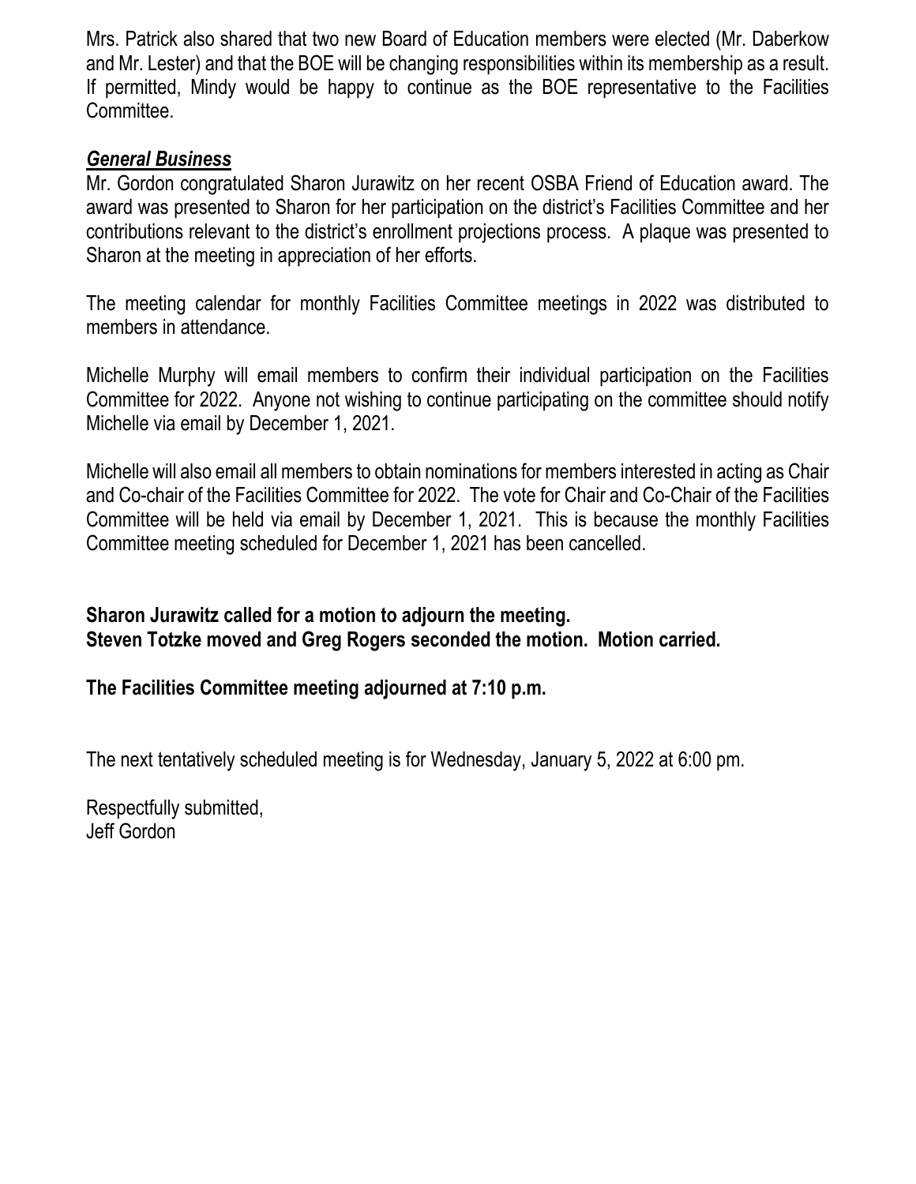Mrs. Patrick also shared that two new Board of Education members were elected (Mr. Daberkow and Mr. Lester) and that the BOE will be changing responsibilities within its membership as a result. If permitted, Mindy would be happy to continue as the BOE representative to the Facilities Committee.

***General Business***

Mr. Gordon congratulated Sharon Jurawitz on her recent OSBA Friend of Education award. The award was presented to Sharon for her participation on the district's Facilities Committee and her contributions relevant to the district's enrollment projections process. A plaque was presented to Sharon at the meeting in appreciation of her efforts.

The meeting calendar for monthly Facilities Committee meetings in 2022 was distributed to members in attendance.

Michelle Murphy will email members to confirm their individual participation on the Facilities Committee for 2022. Anyone not wishing to continue participating on the committee should notify Michelle via email by December 1, 2021.

Michelle will also email all members to obtain nominations for members interested in acting as Chair and Co-chair of the Facilities Committee for 2022. The vote for Chair and Co-Chair of the Facilities Committee will be held via email by December 1, 2021. This is because the monthly Facilities Committee meeting scheduled for December 1, 2021 has been cancelled.

**Sharon Jurawitz called for a motion to adjourn the meeting.**
**Steven Totzke moved and Greg Rogers seconded the motion. Motion carried.**

**The Facilities Committee meeting adjourned at 7:10 p.m.**

The next tentatively scheduled meeting is for Wednesday, January 5, 2022 at 6:00 pm.

Respectfully submitted,
Jeff Gordon